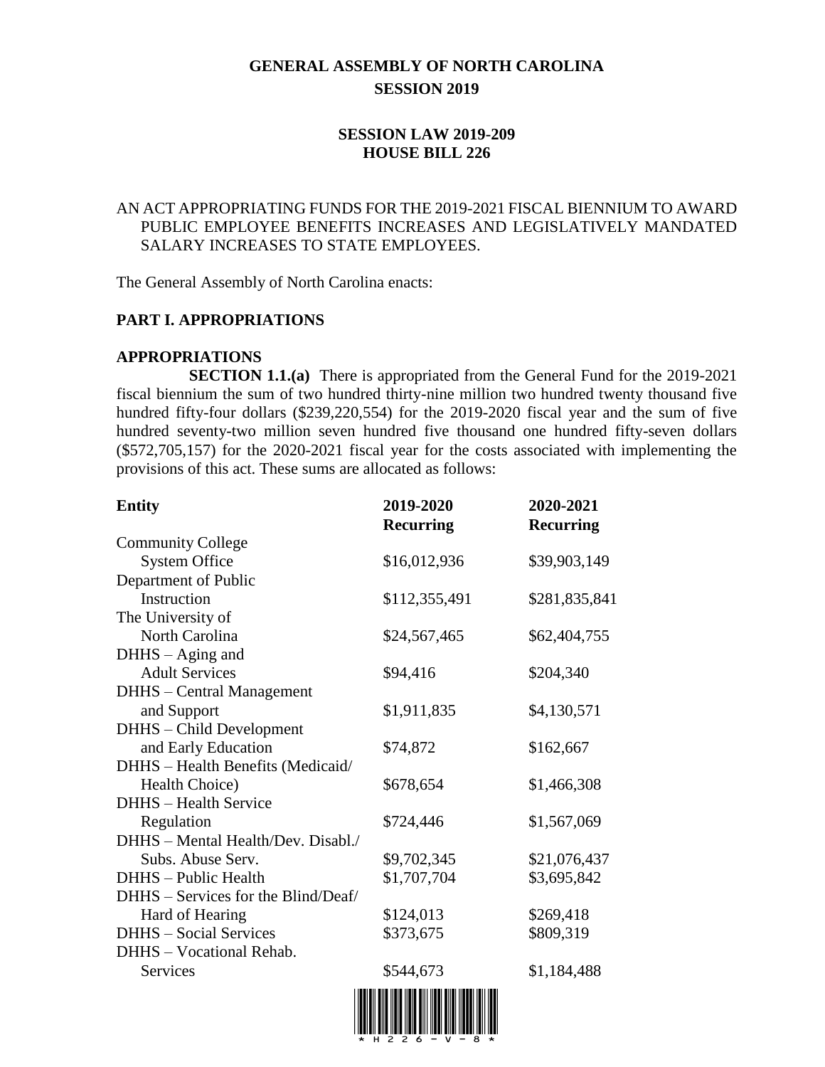# GENERAL ASSEMBLY OF NORTH CAROLINA
## SESSION 2019

## SESSION LAW 2019-209
## HOUSE BILL 226

AN ACT APPROPRIATING FUNDS FOR THE 2019-2021 FISCAL BIENNIUM TO AWARD PUBLIC EMPLOYEE BENEFITS INCREASES AND LEGISLATIVELY MANDATED SALARY INCREASES TO STATE EMPLOYEES.

The General Assembly of North Carolina enacts:

### PART I. APPROPRIATIONS

### APPROPRIATIONS

**SECTION 1.1.(a)** There is appropriated from the General Fund for the 2019-2021 fiscal biennium the sum of two hundred thirty-nine million two hundred twenty thousand five hundred fifty-four dollars ($239,220,554) for the 2019-2020 fiscal year and the sum of five hundred seventy-two million seven hundred five thousand one hundred fifty-seven dollars ($572,705,157) for the 2020-2021 fiscal year for the costs associated with implementing the provisions of this act. These sums are allocated as follows:

| Entity | 2019-2020 Recurring | 2020-2021 Recurring |
|---|---|---|
| Community College System Office | $16,012,936 | $39,903,149 |
| Department of Public Instruction | $112,355,491 | $281,835,841 |
| The University of North Carolina | $24,567,465 | $62,404,755 |
| DHHS – Aging and Adult Services | $94,416 | $204,340 |
| DHHS – Central Management and Support | $1,911,835 | $4,130,571 |
| DHHS – Child Development and Early Education | $74,872 | $162,667 |
| DHHS – Health Benefits (Medicaid/ Health Choice) | $678,654 | $1,466,308 |
| DHHS – Health Service Regulation | $724,446 | $1,567,069 |
| DHHS – Mental Health/Dev. Disabl./ Subs. Abuse Serv. | $9,702,345 | $21,076,437 |
| DHHS – Public Health | $1,707,704 | $3,695,842 |
| DHHS – Services for the Blind/Deaf/ Hard of Hearing | $124,013 | $269,418 |
| DHHS – Social Services | $373,675 | $809,319 |
| DHHS – Vocational Rehab. Services | $544,673 | $1,184,488 |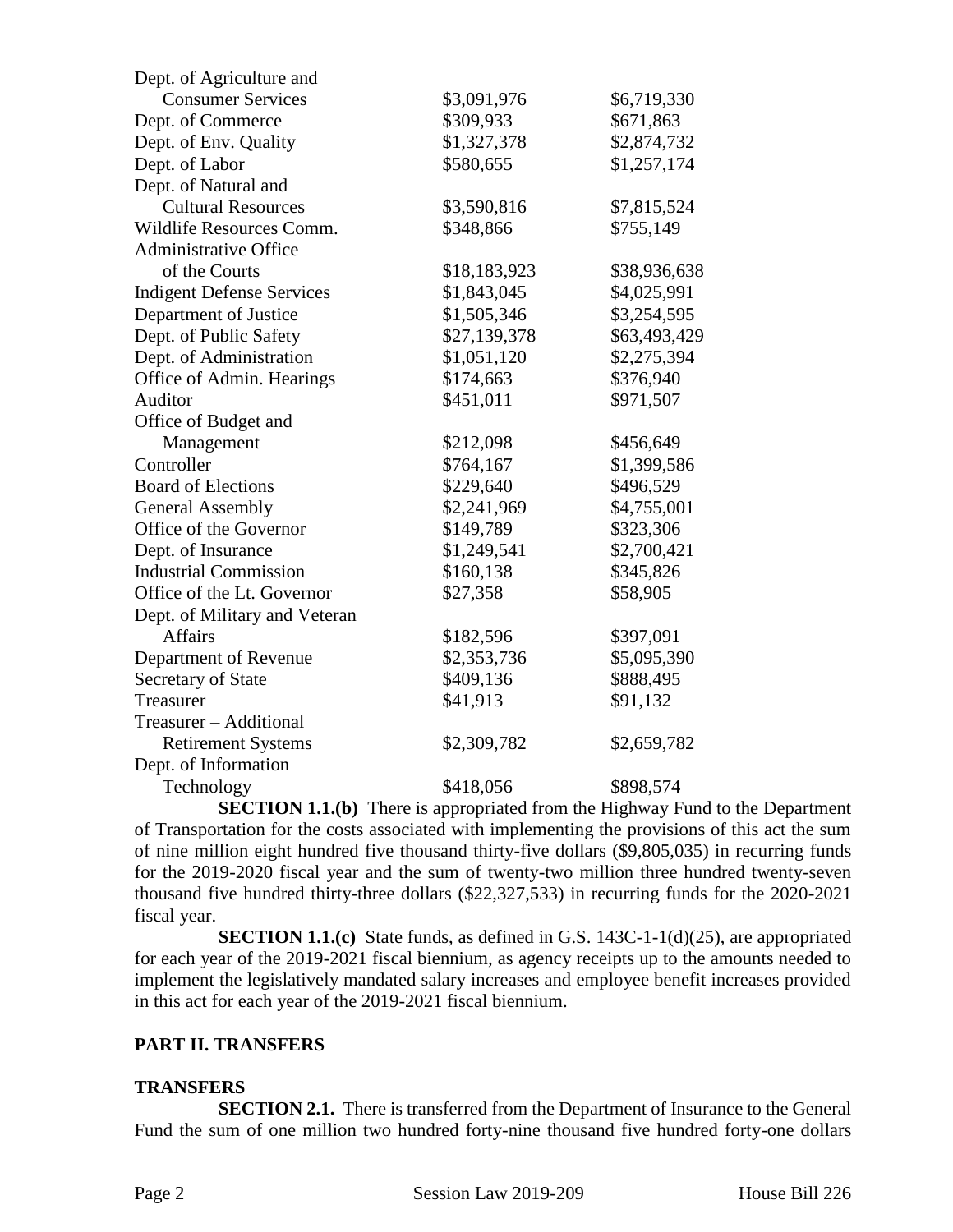| | | |
|---|---|---|
| Dept. of Agriculture and Consumer Services | $3,091,976 | $6,719,330 |
| Dept. of Commerce | $309,933 | $671,863 |
| Dept. of Env. Quality | $1,327,378 | $2,874,732 |
| Dept. of Labor | $580,655 | $1,257,174 |
| Dept. of Natural and Cultural Resources | $3,590,816 | $7,815,524 |
| Wildlife Resources Comm. | $348,866 | $755,149 |
| Administrative Office of the Courts | $18,183,923 | $38,936,638 |
| Indigent Defense Services | $1,843,045 | $4,025,991 |
| Department of Justice | $1,505,346 | $3,254,595 |
| Dept. of Public Safety | $27,139,378 | $63,493,429 |
| Dept. of Administration | $1,051,120 | $2,275,394 |
| Office of Admin. Hearings | $174,663 | $376,940 |
| Auditor | $451,011 | $971,507 |
| Office of Budget and Management | $212,098 | $456,649 |
| Controller | $764,167 | $1,399,586 |
| Board of Elections | $229,640 | $496,529 |
| General Assembly | $2,241,969 | $4,755,001 |
| Office of the Governor | $149,789 | $323,306 |
| Dept. of Insurance | $1,249,541 | $2,700,421 |
| Industrial Commission | $160,138 | $345,826 |
| Office of the Lt. Governor | $27,358 | $58,905 |
| Dept. of Military and Veteran Affairs | $182,596 | $397,091 |
| Department of Revenue | $2,353,736 | $5,095,390 |
| Secretary of State | $409,136 | $888,495 |
| Treasurer | $41,913 | $91,132 |
| Treasurer – Additional Retirement Systems | $2,309,782 | $2,659,782 |
| Dept. of Information Technology | $418,056 | $898,574 |

**SECTION 1.1.(b)** There is appropriated from the Highway Fund to the Department of Transportation for the costs associated with implementing the provisions of this act the sum of nine million eight hundred five thousand thirty-five dollars ($9,805,035) in recurring funds for the 2019-2020 fiscal year and the sum of twenty-two million three hundred twenty-seven thousand five hundred thirty-three dollars ($22,327,533) in recurring funds for the 2020-2021 fiscal year.

**SECTION 1.1.(c)** State funds, as defined in G.S. 143C-1-1(d)(25), are appropriated for each year of the 2019-2021 fiscal biennium, as agency receipts up to the amounts needed to implement the legislatively mandated salary increases and employee benefit increases provided in this act for each year of the 2019-2021 fiscal biennium.

## PART II. TRANSFERS

### TRANSFERS

**SECTION 2.1.** There is transferred from the Department of Insurance to the General Fund the sum of one million two hundred forty-nine thousand five hundred forty-one dollars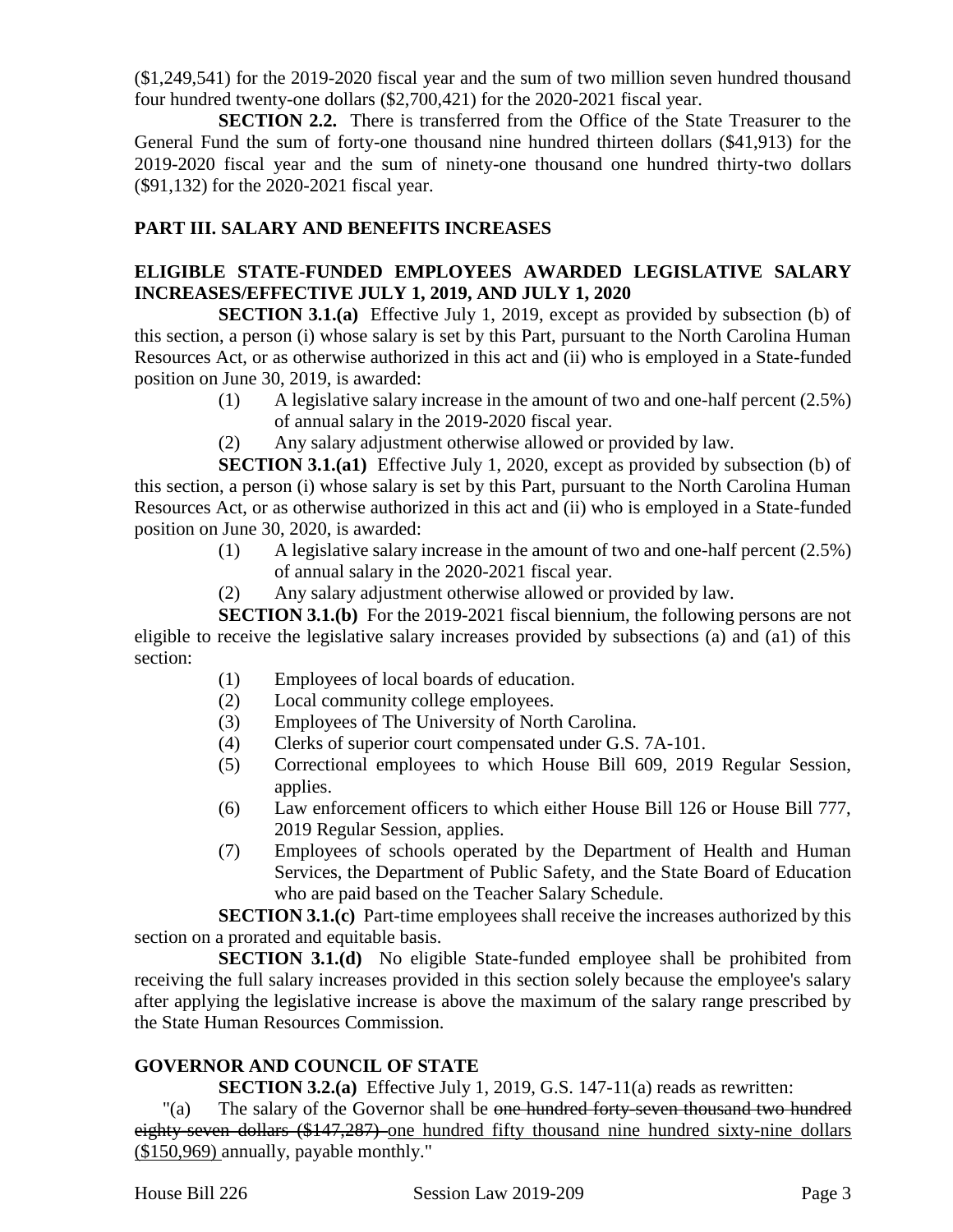($1,249,541) for the 2019-2020 fiscal year and the sum of two million seven hundred thousand four hundred twenty-one dollars ($2,700,421) for the 2020-2021 fiscal year.

**SECTION 2.2.** There is transferred from the Office of the State Treasurer to the General Fund the sum of forty-one thousand nine hundred thirteen dollars ($41,913) for the 2019-2020 fiscal year and the sum of ninety-one thousand one hundred thirty-two dollars ($91,132) for the 2020-2021 fiscal year.

## PART III. SALARY AND BENEFITS INCREASES

### ELIGIBLE STATE-FUNDED EMPLOYEES AWARDED LEGISLATIVE SALARY INCREASES/EFFECTIVE JULY 1, 2019, AND JULY 1, 2020

**SECTION 3.1.(a)** Effective July 1, 2019, except as provided by subsection (b) of this section, a person (i) whose salary is set by this Part, pursuant to the North Carolina Human Resources Act, or as otherwise authorized in this act and (ii) who is employed in a State-funded position on June 30, 2019, is awarded:

(1) A legislative salary increase in the amount of two and one-half percent (2.5%) of annual salary in the 2019-2020 fiscal year.

(2) Any salary adjustment otherwise allowed or provided by law.

**SECTION 3.1.(a1)** Effective July 1, 2020, except as provided by subsection (b) of this section, a person (i) whose salary is set by this Part, pursuant to the North Carolina Human Resources Act, or as otherwise authorized in this act and (ii) who is employed in a State-funded position on June 30, 2020, is awarded:

(1) A legislative salary increase in the amount of two and one-half percent (2.5%) of annual salary in the 2020-2021 fiscal year.

(2) Any salary adjustment otherwise allowed or provided by law.

**SECTION 3.1.(b)** For the 2019-2021 fiscal biennium, the following persons are not eligible to receive the legislative salary increases provided by subsections (a) and (a1) of this section:

(1) Employees of local boards of education.

(2) Local community college employees.

(3) Employees of The University of North Carolina.

(4) Clerks of superior court compensated under G.S. 7A-101.

(5) Correctional employees to which House Bill 609, 2019 Regular Session, applies.

(6) Law enforcement officers to which either House Bill 126 or House Bill 777, 2019 Regular Session, applies.

(7) Employees of schools operated by the Department of Health and Human Services, the Department of Public Safety, and the State Board of Education who are paid based on the Teacher Salary Schedule.

**SECTION 3.1.(c)** Part-time employees shall receive the increases authorized by this section on a prorated and equitable basis.

**SECTION 3.1.(d)** No eligible State-funded employee shall be prohibited from receiving the full salary increases provided in this section solely because the employee's salary after applying the legislative increase is above the maximum of the salary range prescribed by the State Human Resources Commission.

### GOVERNOR AND COUNCIL OF STATE

**SECTION 3.2.(a)** Effective July 1, 2019, G.S. 147-11(a) reads as rewritten:

"(a) The salary of the Governor shall be ~~one hundred forty-seven thousand two hundred eighty-seven dollars ($147,287)~~ one hundred fifty thousand nine hundred sixty-nine dollars ($150,969) annually, payable monthly."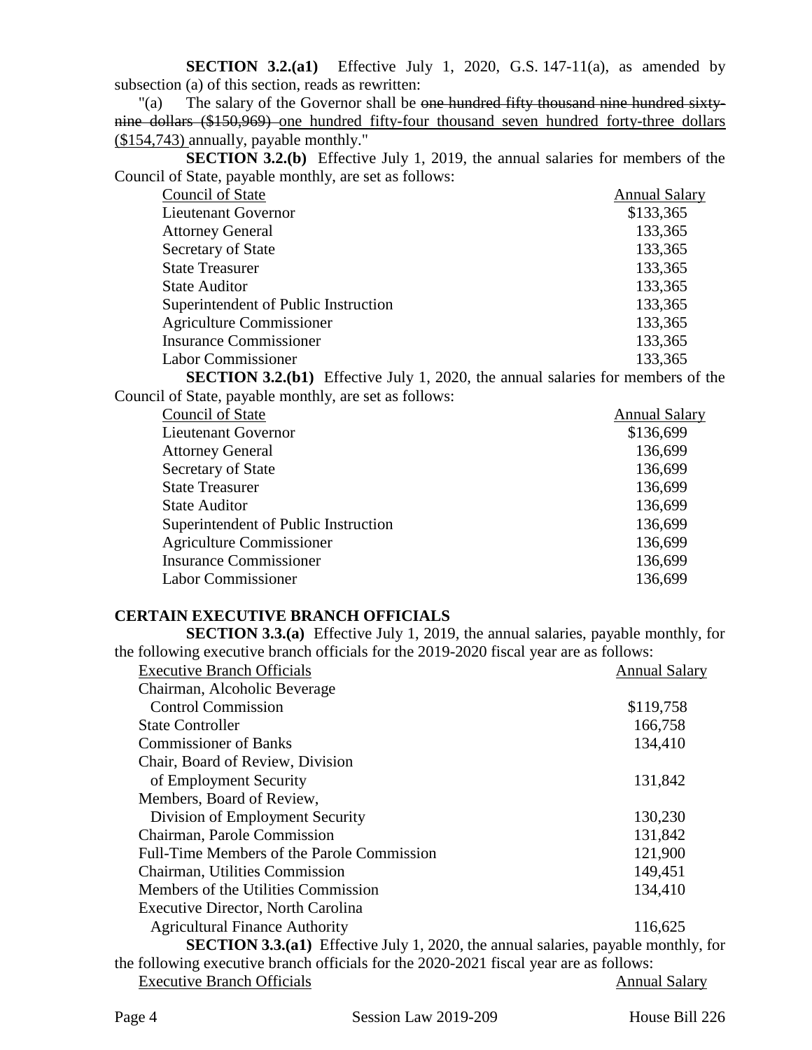**SECTION 3.2.(a1)** Effective July 1, 2020, G.S. 147-11(a), as amended by subsection (a) of this section, reads as rewritten:

"(a) The salary of the Governor shall be ~~one hundred fifty thousand nine hundred sixty-nine dollars ($150,969)~~ one hundred fifty-four thousand seven hundred forty-three dollars ($154,743) annually, payable monthly."

**SECTION 3.2.(b)** Effective July 1, 2019, the annual salaries for members of the Council of State, payable monthly, are set as follows:

| Council of State | Annual Salary |
|---|---|
| Lieutenant Governor | $133,365 |
| Attorney General | 133,365 |
| Secretary of State | 133,365 |
| State Treasurer | 133,365 |
| State Auditor | 133,365 |
| Superintendent of Public Instruction | 133,365 |
| Agriculture Commissioner | 133,365 |
| Insurance Commissioner | 133,365 |
| Labor Commissioner | 133,365 |

**SECTION 3.2.(b1)** Effective July 1, 2020, the annual salaries for members of the Council of State, payable monthly, are set as follows:

| Council of State | Annual Salary |
|---|---|
| Lieutenant Governor | $136,699 |
| Attorney General | 136,699 |
| Secretary of State | 136,699 |
| State Treasurer | 136,699 |
| State Auditor | 136,699 |
| Superintendent of Public Instruction | 136,699 |
| Agriculture Commissioner | 136,699 |
| Insurance Commissioner | 136,699 |
| Labor Commissioner | 136,699 |

**CERTAIN EXECUTIVE BRANCH OFFICIALS**

**SECTION 3.3.(a)** Effective July 1, 2019, the annual salaries, payable monthly, for the following executive branch officials for the 2019-2020 fiscal year are as follows:

| Executive Branch Officials | Annual Salary |
|---|---|
| Chairman, Alcoholic Beverage Control Commission | $119,758 |
| State Controller | 166,758 |
| Commissioner of Banks | 134,410 |
| Chair, Board of Review, Division of Employment Security | 131,842 |
| Members, Board of Review, Division of Employment Security | 130,230 |
| Chairman, Parole Commission | 131,842 |
| Full-Time Members of the Parole Commission | 121,900 |
| Chairman, Utilities Commission | 149,451 |
| Members of the Utilities Commission | 134,410 |
| Executive Director, North Carolina Agricultural Finance Authority | 116,625 |

**SECTION 3.3.(a1)** Effective July 1, 2020, the annual salaries, payable monthly, for the following executive branch officials for the 2020-2021 fiscal year are as follows:

| Executive Branch Officials | Annual Salary |
|---|---|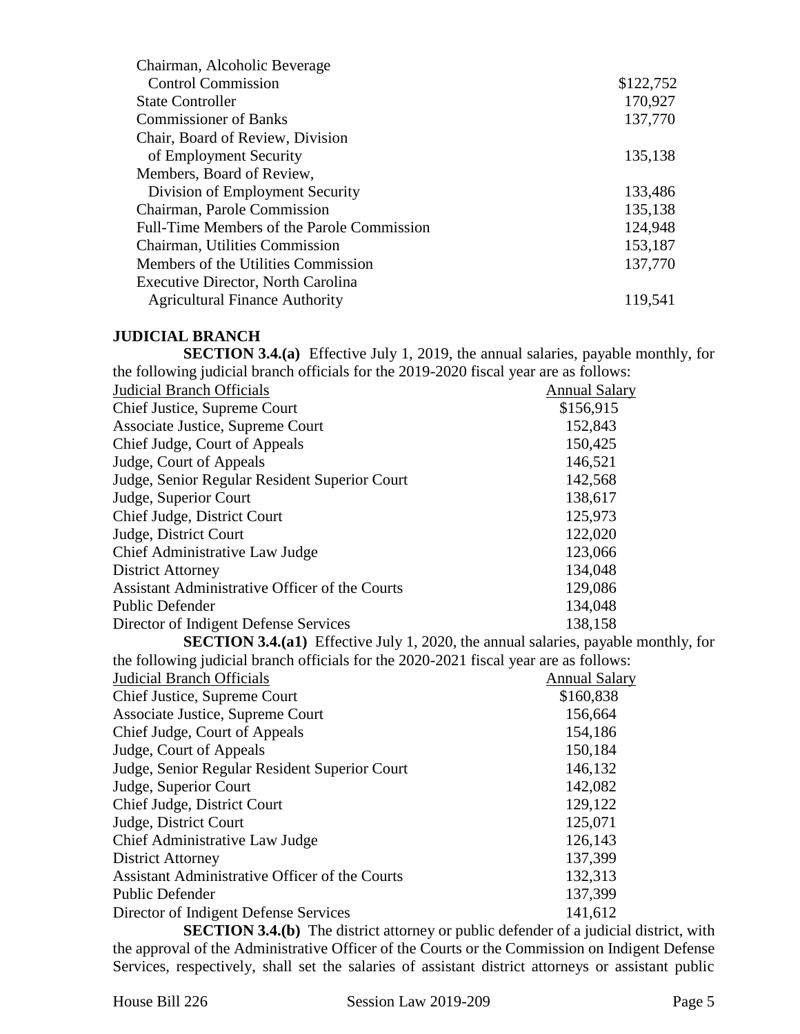| | |
|---|---|
| Chairman, Alcoholic Beverage Control Commission | $122,752 |
| State Controller | 170,927 |
| Commissioner of Banks | 137,770 |
| Chair, Board of Review, Division of Employment Security | 135,138 |
| Members, Board of Review, Division of Employment Security | 133,486 |
| Chairman, Parole Commission | 135,138 |
| Full-Time Members of the Parole Commission | 124,948 |
| Chairman, Utilities Commission | 153,187 |
| Members of the Utilities Commission | 137,770 |
| Executive Director, North Carolina Agricultural Finance Authority | 119,541 |

**JUDICIAL BRANCH**

**SECTION 3.4.(a)** Effective July 1, 2019, the annual salaries, payable monthly, for the following judicial branch officials for the 2019-2020 fiscal year are as follows:

| Judicial Branch Officials | Annual Salary |
|---|---|
| Chief Justice, Supreme Court | $156,915 |
| Associate Justice, Supreme Court | 152,843 |
| Chief Judge, Court of Appeals | 150,425 |
| Judge, Court of Appeals | 146,521 |
| Judge, Senior Regular Resident Superior Court | 142,568 |
| Judge, Superior Court | 138,617 |
| Chief Judge, District Court | 125,973 |
| Judge, District Court | 122,020 |
| Chief Administrative Law Judge | 123,066 |
| District Attorney | 134,048 |
| Assistant Administrative Officer of the Courts | 129,086 |
| Public Defender | 134,048 |
| Director of Indigent Defense Services | 138,158 |

**SECTION 3.4.(a1)** Effective July 1, 2020, the annual salaries, payable monthly, for the following judicial branch officials for the 2020-2021 fiscal year are as follows:

| Judicial Branch Officials | Annual Salary |
|---|---|
| Chief Justice, Supreme Court | $160,838 |
| Associate Justice, Supreme Court | 156,664 |
| Chief Judge, Court of Appeals | 154,186 |
| Judge, Court of Appeals | 150,184 |
| Judge, Senior Regular Resident Superior Court | 146,132 |
| Judge, Superior Court | 142,082 |
| Chief Judge, District Court | 129,122 |
| Judge, District Court | 125,071 |
| Chief Administrative Law Judge | 126,143 |
| District Attorney | 137,399 |
| Assistant Administrative Officer of the Courts | 132,313 |
| Public Defender | 137,399 |
| Director of Indigent Defense Services | 141,612 |

**SECTION 3.4.(b)** The district attorney or public defender of a judicial district, with the approval of the Administrative Officer of the Courts or the Commission on Indigent Defense Services, respectively, shall set the salaries of assistant district attorneys or assistant public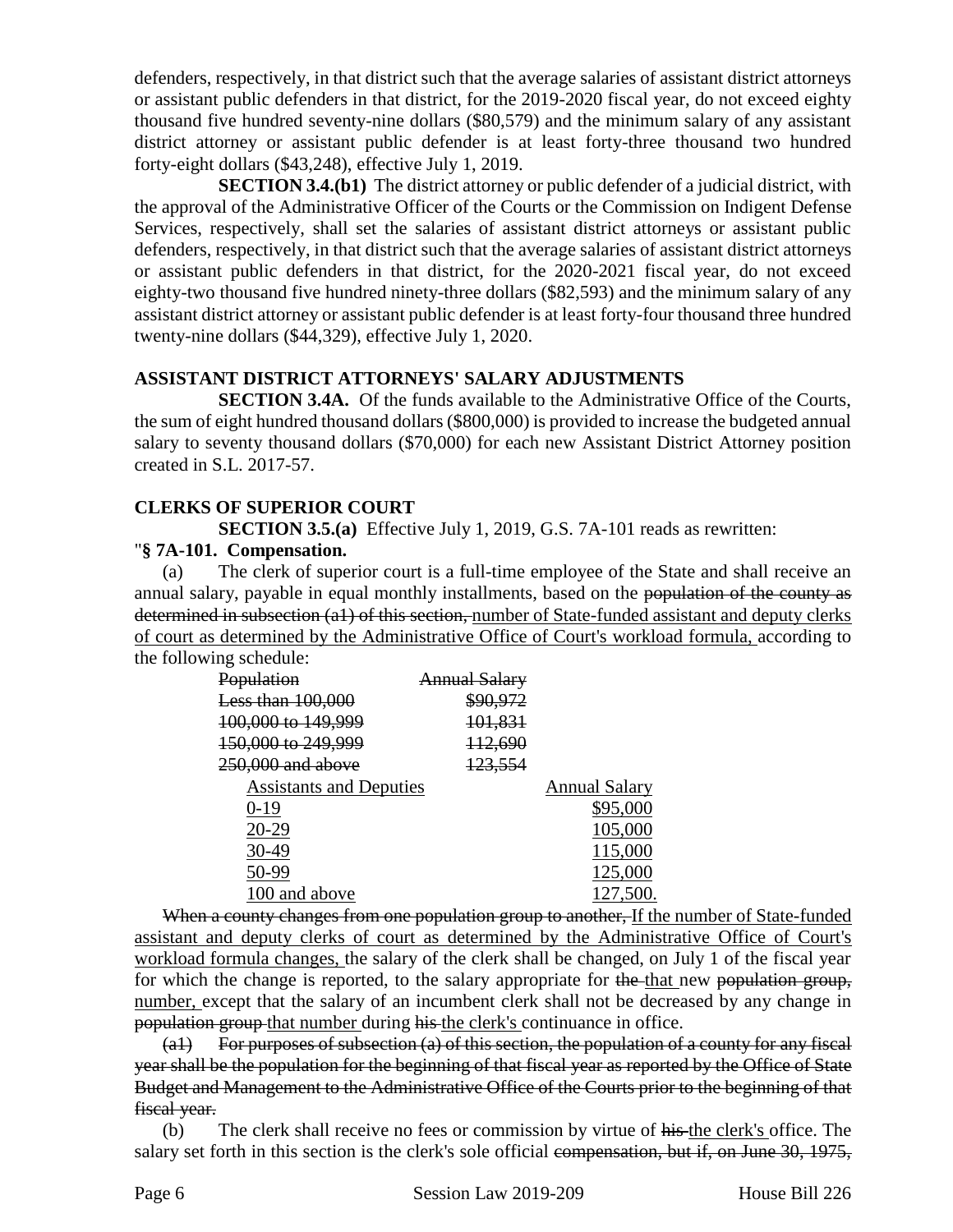defenders, respectively, in that district such that the average salaries of assistant district attorneys or assistant public defenders in that district, for the 2019-2020 fiscal year, do not exceed eighty thousand five hundred seventy-nine dollars ($80,579) and the minimum salary of any assistant district attorney or assistant public defender is at least forty-three thousand two hundred forty-eight dollars ($43,248), effective July 1, 2019.

**SECTION 3.4.(b1)** The district attorney or public defender of a judicial district, with the approval of the Administrative Officer of the Courts or the Commission on Indigent Defense Services, respectively, shall set the salaries of assistant district attorneys or assistant public defenders, respectively, in that district such that the average salaries of assistant district attorneys or assistant public defenders in that district, for the 2020-2021 fiscal year, do not exceed eighty-two thousand five hundred ninety-three dollars ($82,593) and the minimum salary of any assistant district attorney or assistant public defender is at least forty-four thousand three hundred twenty-nine dollars ($44,329), effective July 1, 2020.

**ASSISTANT DISTRICT ATTORNEYS' SALARY ADJUSTMENTS**

**SECTION 3.4A.** Of the funds available to the Administrative Office of the Courts, the sum of eight hundred thousand dollars ($800,000) is provided to increase the budgeted annual salary to seventy thousand dollars ($70,000) for each new Assistant District Attorney position created in S.L. 2017-57.

**CLERKS OF SUPERIOR COURT**

**SECTION 3.5.(a)** Effective July 1, 2019, G.S. 7A-101 reads as rewritten:

"**§ 7A-101. Compensation.**

(a) The clerk of superior court is a full-time employee of the State and shall receive an annual salary, payable in equal monthly installments, based on the ~~population of the county as determined in subsection (a1) of this section,~~ number of State-funded assistant and deputy clerks of court as determined by the Administrative Office of Court's workload formula, according to the following schedule:

| | |
|---|---|
| ~~Population~~ | ~~Annual Salary~~ |
| ~~Less than 100,000~~ | ~~$90,972~~ |
| ~~100,000 to 149,999~~ | ~~101,831~~ |
| ~~150,000 to 249,999~~ | ~~112,690~~ |
| ~~250,000 and above~~ | ~~123,554~~ |

| Assistants and Deputies | Annual Salary |
|---|---|
| 0-19 | $95,000 |
| 20-29 | 105,000 |
| 30-49 | 115,000 |
| 50-99 | 125,000 |
| 100 and above | 127,500. |

~~When a county changes from one population group to another,~~ If the number of State-funded assistant and deputy clerks of court as determined by the Administrative Office of Court's workload formula changes, the salary of the clerk shall be changed, on July 1 of the fiscal year for which the change is reported, to the salary appropriate for ~~the~~ that new ~~population group,~~ number, except that the salary of an incumbent clerk shall not be decreased by any change in ~~population group~~ that number during ~~his~~ the clerk's continuance in office.

~~(a1) For purposes of subsection (a) of this section, the population of a county for any fiscal year shall be the population for the beginning of that fiscal year as reported by the Office of State Budget and Management to the Administrative Office of the Courts prior to the beginning of that fiscal year.~~

(b) The clerk shall receive no fees or commission by virtue of ~~his~~ the clerk's office. The salary set forth in this section is the clerk's sole official ~~compensation, but if, on June 30, 1975,~~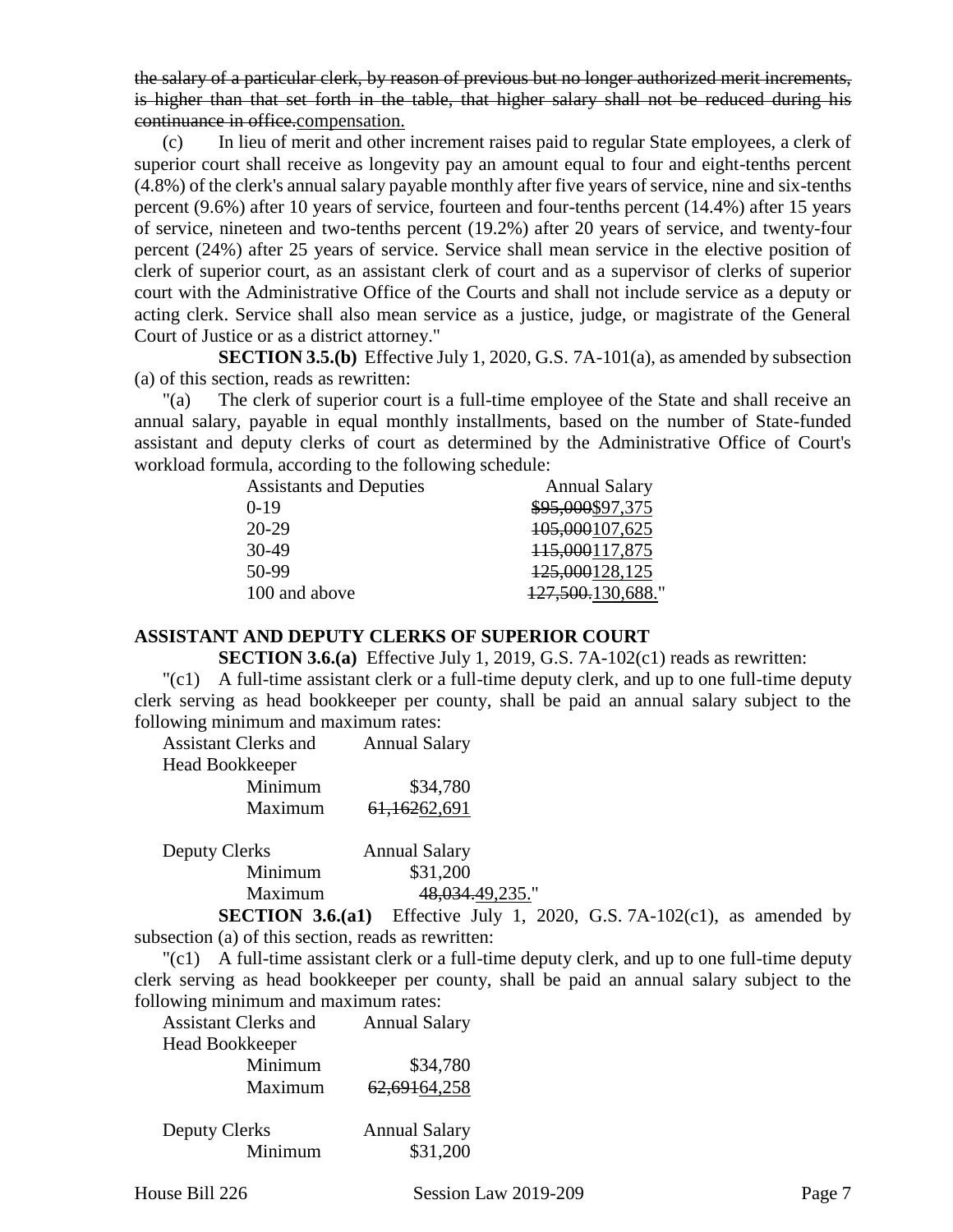~~the salary of a particular clerk, by reason of previous but no longer authorized merit increments, is higher than that set forth in the table, that higher salary shall not be reduced during his continuance in office.~~compensation.

(c) In lieu of merit and other increment raises paid to regular State employees, a clerk of superior court shall receive as longevity pay an amount equal to four and eight-tenths percent (4.8%) of the clerk's annual salary payable monthly after five years of service, nine and six-tenths percent (9.6%) after 10 years of service, fourteen and four-tenths percent (14.4%) after 15 years of service, nineteen and two-tenths percent (19.2%) after 20 years of service, and twenty-four percent (24%) after 25 years of service. Service shall mean service in the elective position of clerk of superior court, as an assistant clerk of court and as a supervisor of clerks of superior court with the Administrative Office of the Courts and shall not include service as a deputy or acting clerk. Service shall also mean service as a justice, judge, or magistrate of the General Court of Justice or as a district attorney."

**SECTION 3.5.(b)** Effective July 1, 2020, G.S. 7A-101(a), as amended by subsection (a) of this section, reads as rewritten:

"(a) The clerk of superior court is a full-time employee of the State and shall receive an annual salary, payable in equal monthly installments, based on the number of State-funded assistant and deputy clerks of court as determined by the Administrative Office of Court's workload formula, according to the following schedule:

| Assistants and Deputies | Annual Salary |
|---|---|
| 0-19 | ~~$95,000~~$97,375 |
| 20-29 | ~~105,000~~107,625 |
| 30-49 | ~~115,000~~117,875 |
| 50-99 | ~~125,000~~128,125 |
| 100 and above | ~~127,500.~~130,688." |

**ASSISTANT AND DEPUTY CLERKS OF SUPERIOR COURT**

**SECTION 3.6.(a)** Effective July 1, 2019, G.S. 7A-102(c1) reads as rewritten:

"(c1) A full-time assistant clerk or a full-time deputy clerk, and up to one full-time deputy clerk serving as head bookkeeper per county, shall be paid an annual salary subject to the following minimum and maximum rates:

| Assistant Clerks and Head Bookkeeper | Annual Salary |
|---|---|
| Minimum | $34,780 |
| Maximum | ~~61,162~~62,691 |

| Deputy Clerks | Annual Salary |
|---|---|
| Minimum | $31,200 |
| Maximum | ~~48,034.~~49,235." |

**SECTION 3.6.(a1)** Effective July 1, 2020, G.S. 7A-102(c1), as amended by subsection (a) of this section, reads as rewritten:

"(c1) A full-time assistant clerk or a full-time deputy clerk, and up to one full-time deputy clerk serving as head bookkeeper per county, shall be paid an annual salary subject to the following minimum and maximum rates:

| Assistant Clerks and Head Bookkeeper | Annual Salary |
|---|---|
| Minimum | $34,780 |
| Maximum | ~~62,691~~64,258 |

| Deputy Clerks | Annual Salary |
|---|---|
| Minimum | $31,200 |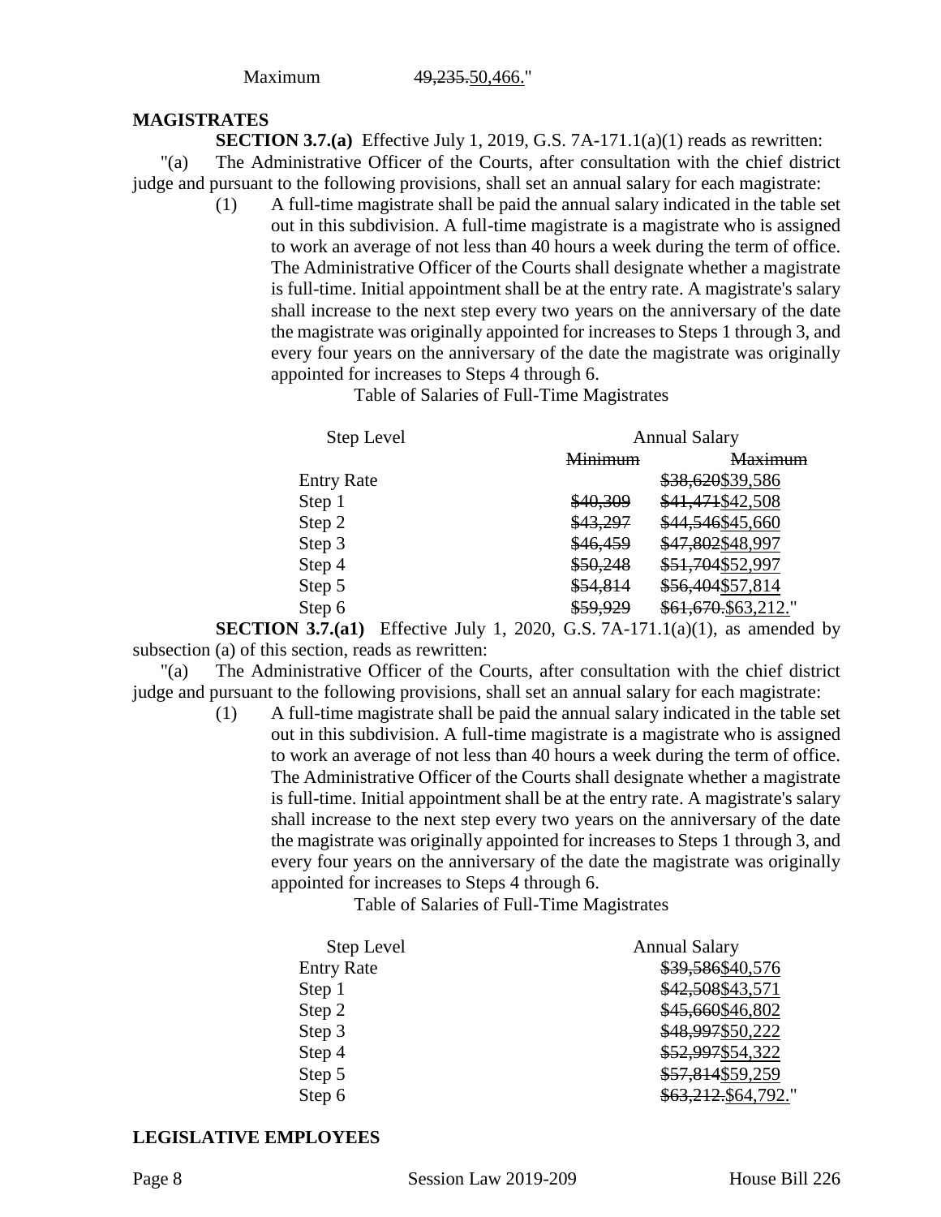Maximum ~~49,235.~~50,466."

**MAGISTRATES**

**SECTION 3.7.(a)** Effective July 1, 2019, G.S. 7A-171.1(a)(1) reads as rewritten:

"(a) The Administrative Officer of the Courts, after consultation with the chief district judge and pursuant to the following provisions, shall set an annual salary for each magistrate:

(1) A full-time magistrate shall be paid the annual salary indicated in the table set out in this subdivision. A full-time magistrate is a magistrate who is assigned to work an average of not less than 40 hours a week during the term of office. The Administrative Officer of the Courts shall designate whether a magistrate is full-time. Initial appointment shall be at the entry rate. A magistrate's salary shall increase to the next step every two years on the anniversary of the date the magistrate was originally appointed for increases to Steps 1 through 3, and every four years on the anniversary of the date the magistrate was originally appointed for increases to Steps 4 through 6.

Table of Salaries of Full-Time Magistrates

| Step Level | Annual Salary | |
|---|---|---|
| | ~~Minimum~~ | ~~Maximum~~ |
| Entry Rate | | ~~$38,620~~$39,586 |
| Step 1 | ~~$40,309~~ | ~~$41,471~~$42,508 |
| Step 2 | ~~$43,297~~ | ~~$44,546~~$45,660 |
| Step 3 | ~~$46,459~~ | ~~$47,802~~$48,997 |
| Step 4 | ~~$50,248~~ | ~~$51,704~~$52,997 |
| Step 5 | ~~$54,814~~ | ~~$56,404~~$57,814 |
| Step 6 | ~~$59,929~~ | ~~$61,670.~~$63,212." |

**SECTION 3.7.(a1)** Effective July 1, 2020, G.S. 7A-171.1(a)(1), as amended by subsection (a) of this section, reads as rewritten:

"(a) The Administrative Officer of the Courts, after consultation with the chief district judge and pursuant to the following provisions, shall set an annual salary for each magistrate:

(1) A full-time magistrate shall be paid the annual salary indicated in the table set out in this subdivision. A full-time magistrate is a magistrate who is assigned to work an average of not less than 40 hours a week during the term of office. The Administrative Officer of the Courts shall designate whether a magistrate is full-time. Initial appointment shall be at the entry rate. A magistrate's salary shall increase to the next step every two years on the anniversary of the date the magistrate was originally appointed for increases to Steps 1 through 3, and every four years on the anniversary of the date the magistrate was originally appointed for increases to Steps 4 through 6.

Table of Salaries of Full-Time Magistrates

| Step Level | Annual Salary |
|---|---|
| Entry Rate | ~~$39,586~~$40,576 |
| Step 1 | ~~$42,508~~$43,571 |
| Step 2 | ~~$45,660~~$46,802 |
| Step 3 | ~~$48,997~~$50,222 |
| Step 4 | ~~$52,997~~$54,322 |
| Step 5 | ~~$57,814~~$59,259 |
| Step 6 | ~~$63,212.~~$64,792." |

**LEGISLATIVE EMPLOYEES**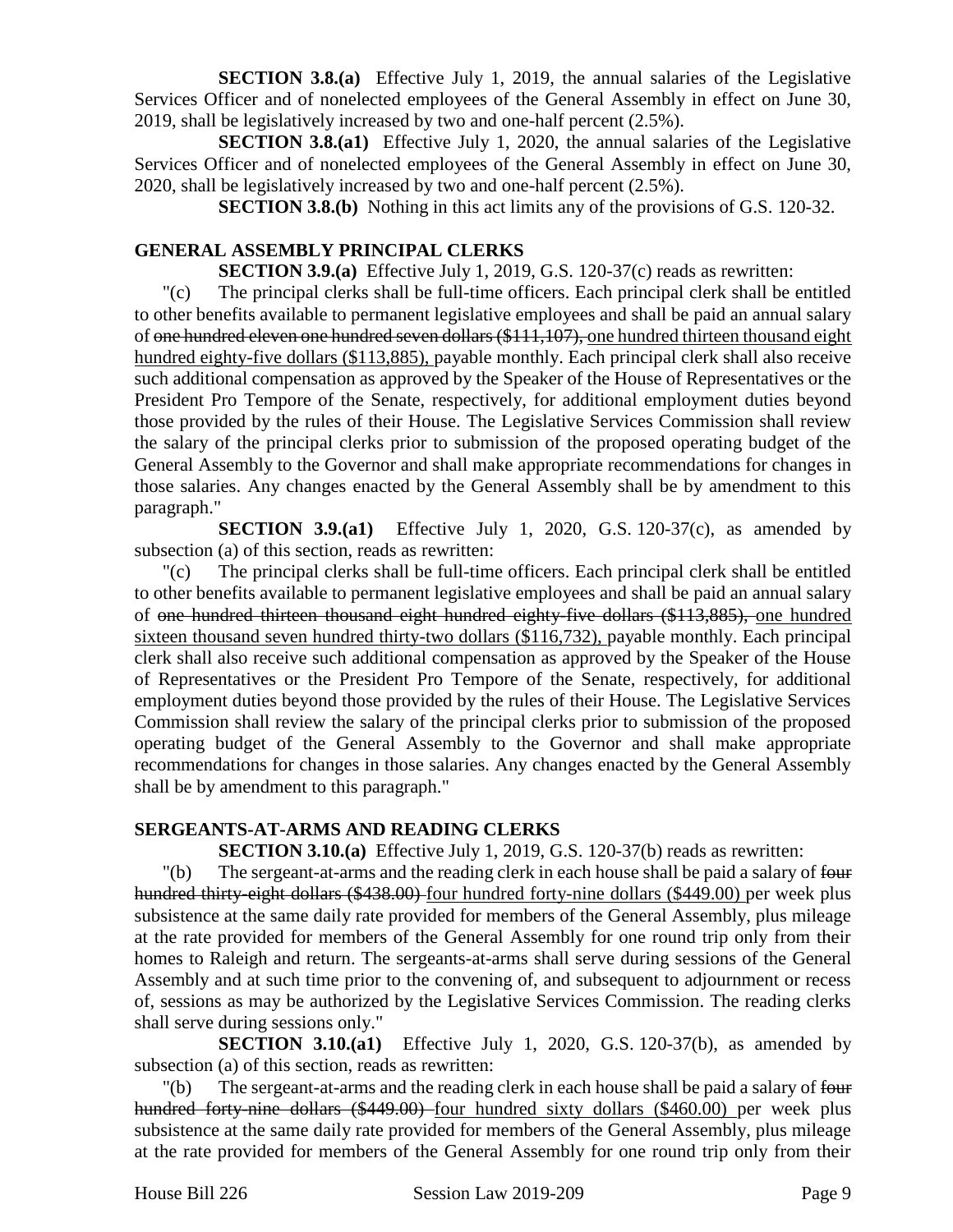**SECTION 3.8.(a)** Effective July 1, 2019, the annual salaries of the Legislative Services Officer and of nonelected employees of the General Assembly in effect on June 30, 2019, shall be legislatively increased by two and one-half percent (2.5%).

**SECTION 3.8.(a1)** Effective July 1, 2020, the annual salaries of the Legislative Services Officer and of nonelected employees of the General Assembly in effect on June 30, 2020, shall be legislatively increased by two and one-half percent (2.5%).

**SECTION 3.8.(b)** Nothing in this act limits any of the provisions of G.S. 120-32.

**GENERAL ASSEMBLY PRINCIPAL CLERKS**

**SECTION 3.9.(a)** Effective July 1, 2019, G.S. 120-37(c) reads as rewritten:

"(c) The principal clerks shall be full-time officers. Each principal clerk shall be entitled to other benefits available to permanent legislative employees and shall be paid an annual salary of ~~one hundred eleven one hundred seven dollars ($111,107),~~ <u>one hundred thirteen thousand eight hundred eighty-five dollars ($113,885),</u> payable monthly. Each principal clerk shall also receive such additional compensation as approved by the Speaker of the House of Representatives or the President Pro Tempore of the Senate, respectively, for additional employment duties beyond those provided by the rules of their House. The Legislative Services Commission shall review the salary of the principal clerks prior to submission of the proposed operating budget of the General Assembly to the Governor and shall make appropriate recommendations for changes in those salaries. Any changes enacted by the General Assembly shall be by amendment to this paragraph."

**SECTION 3.9.(a1)** Effective July 1, 2020, G.S. 120-37(c), as amended by subsection (a) of this section, reads as rewritten:

"(c) The principal clerks shall be full-time officers. Each principal clerk shall be entitled to other benefits available to permanent legislative employees and shall be paid an annual salary of ~~one hundred thirteen thousand eight hundred eighty-five dollars ($113,885),~~ <u>one hundred sixteen thousand seven hundred thirty-two dollars ($116,732),</u> payable monthly. Each principal clerk shall also receive such additional compensation as approved by the Speaker of the House of Representatives or the President Pro Tempore of the Senate, respectively, for additional employment duties beyond those provided by the rules of their House. The Legislative Services Commission shall review the salary of the principal clerks prior to submission of the proposed operating budget of the General Assembly to the Governor and shall make appropriate recommendations for changes in those salaries. Any changes enacted by the General Assembly shall be by amendment to this paragraph."

**SERGEANTS-AT-ARMS AND READING CLERKS**

**SECTION 3.10.(a)** Effective July 1, 2019, G.S. 120-37(b) reads as rewritten:

"(b) The sergeant-at-arms and the reading clerk in each house shall be paid a salary of ~~four hundred thirty-eight dollars ($438.00)~~ <u>four hundred forty-nine dollars ($449.00)</u> per week plus subsistence at the same daily rate provided for members of the General Assembly, plus mileage at the rate provided for members of the General Assembly for one round trip only from their homes to Raleigh and return. The sergeants-at-arms shall serve during sessions of the General Assembly and at such time prior to the convening of, and subsequent to adjournment or recess of, sessions as may be authorized by the Legislative Services Commission. The reading clerks shall serve during sessions only."

**SECTION 3.10.(a1)** Effective July 1, 2020, G.S. 120-37(b), as amended by subsection (a) of this section, reads as rewritten:

"(b) The sergeant-at-arms and the reading clerk in each house shall be paid a salary of ~~four hundred forty-nine dollars ($449.00)~~ <u>four hundred sixty dollars ($460.00)</u> per week plus subsistence at the same daily rate provided for members of the General Assembly, plus mileage at the rate provided for members of the General Assembly for one round trip only from their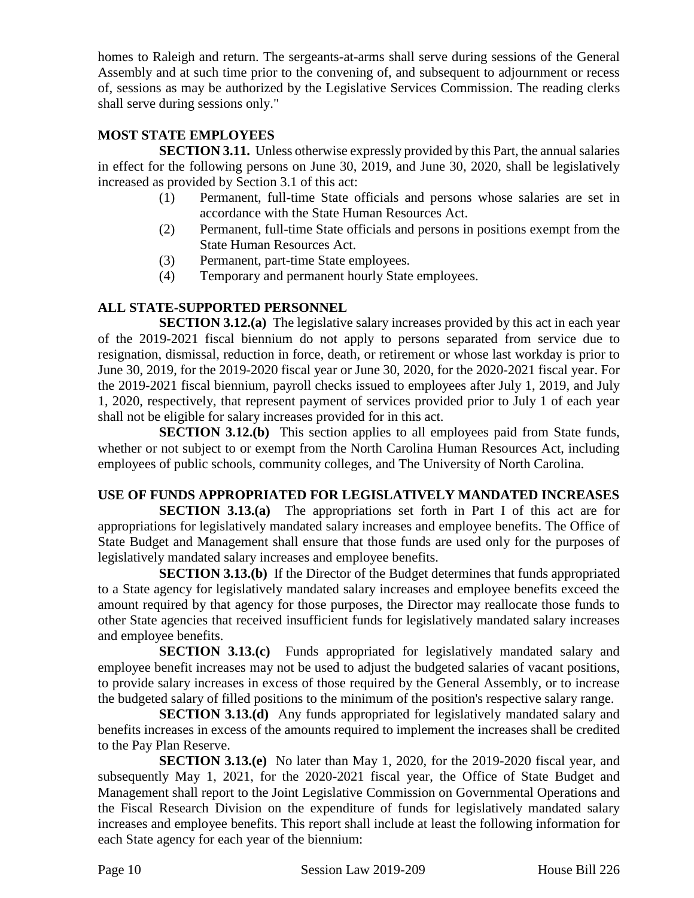homes to Raleigh and return. The sergeants-at-arms shall serve during sessions of the General Assembly and at such time prior to the convening of, and subsequent to adjournment or recess of, sessions as may be authorized by the Legislative Services Commission. The reading clerks shall serve during sessions only."

**MOST STATE EMPLOYEES**

**SECTION 3.11.** Unless otherwise expressly provided by this Part, the annual salaries in effect for the following persons on June 30, 2019, and June 30, 2020, shall be legislatively increased as provided by Section 3.1 of this act:

(1) Permanent, full-time State officials and persons whose salaries are set in accordance with the State Human Resources Act.

(2) Permanent, full-time State officials and persons in positions exempt from the State Human Resources Act.

(3) Permanent, part-time State employees.

(4) Temporary and permanent hourly State employees.

**ALL STATE-SUPPORTED PERSONNEL**

**SECTION 3.12.(a)** The legislative salary increases provided by this act in each year of the 2019-2021 fiscal biennium do not apply to persons separated from service due to resignation, dismissal, reduction in force, death, or retirement or whose last workday is prior to June 30, 2019, for the 2019-2020 fiscal year or June 30, 2020, for the 2020-2021 fiscal year. For the 2019-2021 fiscal biennium, payroll checks issued to employees after July 1, 2019, and July 1, 2020, respectively, that represent payment of services provided prior to July 1 of each year shall not be eligible for salary increases provided for in this act.

**SECTION 3.12.(b)** This section applies to all employees paid from State funds, whether or not subject to or exempt from the North Carolina Human Resources Act, including employees of public schools, community colleges, and The University of North Carolina.

**USE OF FUNDS APPROPRIATED FOR LEGISLATIVELY MANDATED INCREASES**

**SECTION 3.13.(a)** The appropriations set forth in Part I of this act are for appropriations for legislatively mandated salary increases and employee benefits. The Office of State Budget and Management shall ensure that those funds are used only for the purposes of legislatively mandated salary increases and employee benefits.

**SECTION 3.13.(b)** If the Director of the Budget determines that funds appropriated to a State agency for legislatively mandated salary increases and employee benefits exceed the amount required by that agency for those purposes, the Director may reallocate those funds to other State agencies that received insufficient funds for legislatively mandated salary increases and employee benefits.

**SECTION 3.13.(c)** Funds appropriated for legislatively mandated salary and employee benefit increases may not be used to adjust the budgeted salaries of vacant positions, to provide salary increases in excess of those required by the General Assembly, or to increase the budgeted salary of filled positions to the minimum of the position's respective salary range.

**SECTION 3.13.(d)** Any funds appropriated for legislatively mandated salary and benefits increases in excess of the amounts required to implement the increases shall be credited to the Pay Plan Reserve.

**SECTION 3.13.(e)** No later than May 1, 2020, for the 2019-2020 fiscal year, and subsequently May 1, 2021, for the 2020-2021 fiscal year, the Office of State Budget and Management shall report to the Joint Legislative Commission on Governmental Operations and the Fiscal Research Division on the expenditure of funds for legislatively mandated salary increases and employee benefits. This report shall include at least the following information for each State agency for each year of the biennium: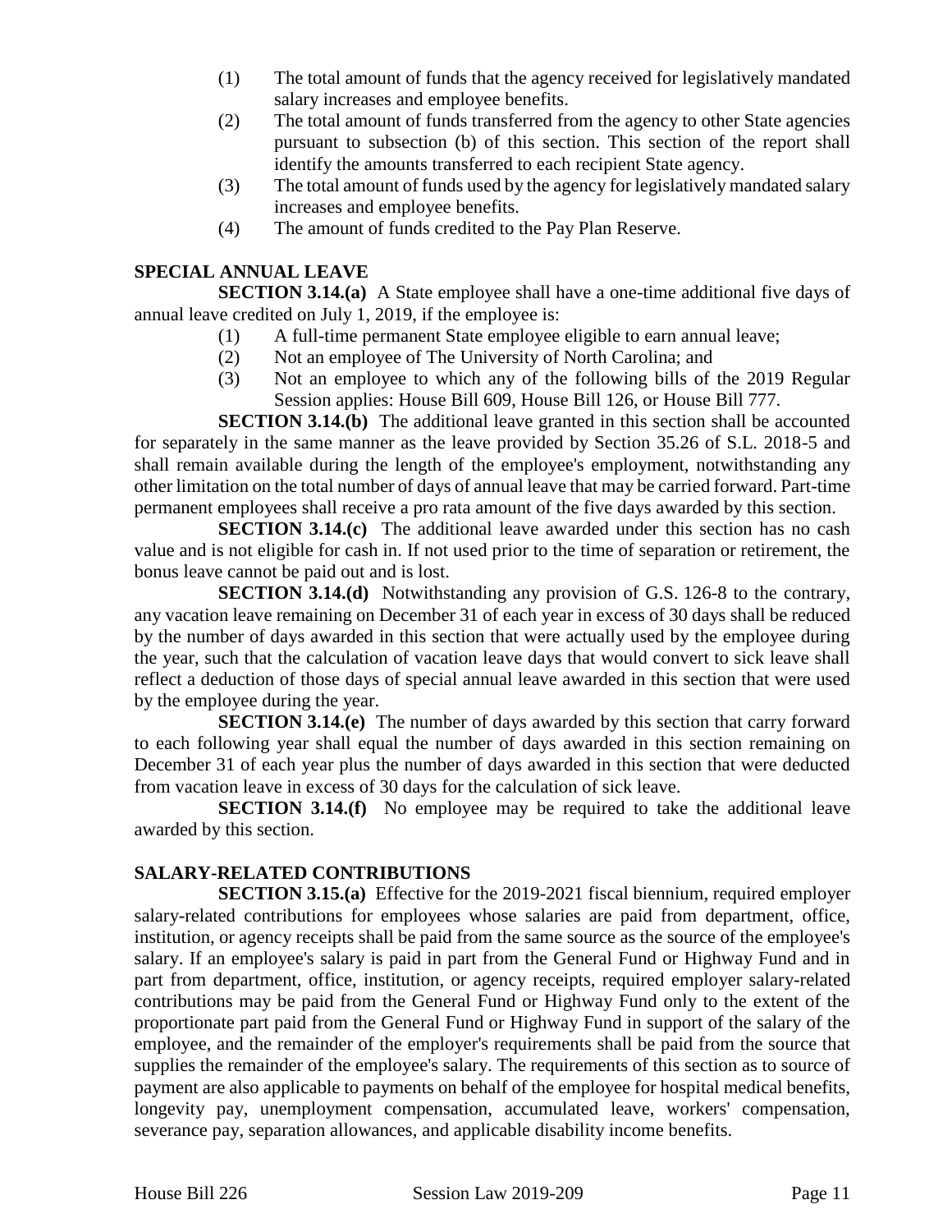(1) The total amount of funds that the agency received for legislatively mandated salary increases and employee benefits.
(2) The total amount of funds transferred from the agency to other State agencies pursuant to subsection (b) of this section. This section of the report shall identify the amounts transferred to each recipient State agency.
(3) The total amount of funds used by the agency for legislatively mandated salary increases and employee benefits.
(4) The amount of funds credited to the Pay Plan Reserve.

**SPECIAL ANNUAL LEAVE**

**SECTION 3.14.(a)** A State employee shall have a one-time additional five days of annual leave credited on July 1, 2019, if the employee is:

(1) A full-time permanent State employee eligible to earn annual leave;
(2) Not an employee of The University of North Carolina; and
(3) Not an employee to which any of the following bills of the 2019 Regular Session applies: House Bill 609, House Bill 126, or House Bill 777.

**SECTION 3.14.(b)** The additional leave granted in this section shall be accounted for separately in the same manner as the leave provided by Section 35.26 of S.L. 2018-5 and shall remain available during the length of the employee's employment, notwithstanding any other limitation on the total number of days of annual leave that may be carried forward. Part-time permanent employees shall receive a pro rata amount of the five days awarded by this section.

**SECTION 3.14.(c)** The additional leave awarded under this section has no cash value and is not eligible for cash in. If not used prior to the time of separation or retirement, the bonus leave cannot be paid out and is lost.

**SECTION 3.14.(d)** Notwithstanding any provision of G.S. 126-8 to the contrary, any vacation leave remaining on December 31 of each year in excess of 30 days shall be reduced by the number of days awarded in this section that were actually used by the employee during the year, such that the calculation of vacation leave days that would convert to sick leave shall reflect a deduction of those days of special annual leave awarded in this section that were used by the employee during the year.

**SECTION 3.14.(e)** The number of days awarded by this section that carry forward to each following year shall equal the number of days awarded in this section remaining on December 31 of each year plus the number of days awarded in this section that were deducted from vacation leave in excess of 30 days for the calculation of sick leave.

**SECTION 3.14.(f)** No employee may be required to take the additional leave awarded by this section.

**SALARY-RELATED CONTRIBUTIONS**

**SECTION 3.15.(a)** Effective for the 2019-2021 fiscal biennium, required employer salary-related contributions for employees whose salaries are paid from department, office, institution, or agency receipts shall be paid from the same source as the source of the employee's salary. If an employee's salary is paid in part from the General Fund or Highway Fund and in part from department, office, institution, or agency receipts, required employer salary-related contributions may be paid from the General Fund or Highway Fund only to the extent of the proportionate part paid from the General Fund or Highway Fund in support of the salary of the employee, and the remainder of the employer's requirements shall be paid from the source that supplies the remainder of the employee's salary. The requirements of this section as to source of payment are also applicable to payments on behalf of the employee for hospital medical benefits, longevity pay, unemployment compensation, accumulated leave, workers' compensation, severance pay, separation allowances, and applicable disability income benefits.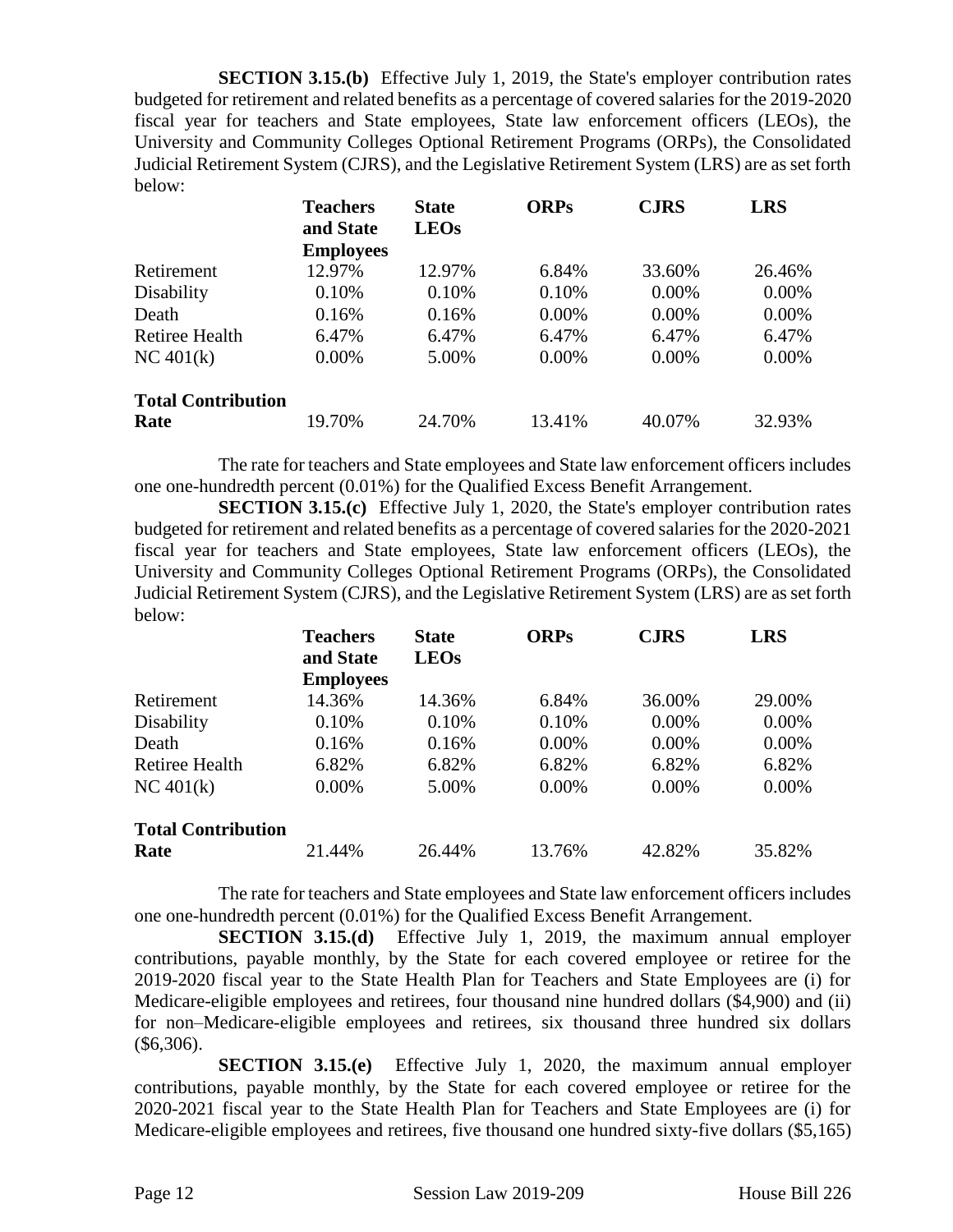**SECTION 3.15.(b)** Effective July 1, 2019, the State's employer contribution rates budgeted for retirement and related benefits as a percentage of covered salaries for the 2019-2020 fiscal year for teachers and State employees, State law enforcement officers (LEOs), the University and Community Colleges Optional Retirement Programs (ORPs), the Consolidated Judicial Retirement System (CJRS), and the Legislative Retirement System (LRS) are as set forth below:

| | Teachers and State Employees | State LEOs | ORPs | CJRS | LRS |
|---|---|---|---|---|---|
| Retirement | 12.97% | 12.97% | 6.84% | 33.60% | 26.46% |
| Disability | 0.10% | 0.10% | 0.10% | 0.00% | 0.00% |
| Death | 0.16% | 0.16% | 0.00% | 0.00% | 0.00% |
| Retiree Health | 6.47% | 6.47% | 6.47% | 6.47% | 6.47% |
| NC 401(k) | 0.00% | 5.00% | 0.00% | 0.00% | 0.00% |
| **Total Contribution Rate** | 19.70% | 24.70% | 13.41% | 40.07% | 32.93% |

The rate for teachers and State employees and State law enforcement officers includes one one-hundredth percent (0.01%) for the Qualified Excess Benefit Arrangement.

**SECTION 3.15.(c)** Effective July 1, 2020, the State's employer contribution rates budgeted for retirement and related benefits as a percentage of covered salaries for the 2020-2021 fiscal year for teachers and State employees, State law enforcement officers (LEOs), the University and Community Colleges Optional Retirement Programs (ORPs), the Consolidated Judicial Retirement System (CJRS), and the Legislative Retirement System (LRS) are as set forth below:

| | Teachers and State Employees | State LEOs | ORPs | CJRS | LRS |
|---|---|---|---|---|---|
| Retirement | 14.36% | 14.36% | 6.84% | 36.00% | 29.00% |
| Disability | 0.10% | 0.10% | 0.10% | 0.00% | 0.00% |
| Death | 0.16% | 0.16% | 0.00% | 0.00% | 0.00% |
| Retiree Health | 6.82% | 6.82% | 6.82% | 6.82% | 6.82% |
| NC 401(k) | 0.00% | 5.00% | 0.00% | 0.00% | 0.00% |
| **Total Contribution Rate** | 21.44% | 26.44% | 13.76% | 42.82% | 35.82% |

The rate for teachers and State employees and State law enforcement officers includes one one-hundredth percent (0.01%) for the Qualified Excess Benefit Arrangement.

**SECTION 3.15.(d)** Effective July 1, 2019, the maximum annual employer contributions, payable monthly, by the State for each covered employee or retiree for the 2019-2020 fiscal year to the State Health Plan for Teachers and State Employees are (i) for Medicare-eligible employees and retirees, four thousand nine hundred dollars ($4,900) and (ii) for non–Medicare-eligible employees and retirees, six thousand three hundred six dollars ($6,306).

**SECTION 3.15.(e)** Effective July 1, 2020, the maximum annual employer contributions, payable monthly, by the State for each covered employee or retiree for the 2020-2021 fiscal year to the State Health Plan for Teachers and State Employees are (i) for Medicare-eligible employees and retirees, five thousand one hundred sixty-five dollars ($5,165)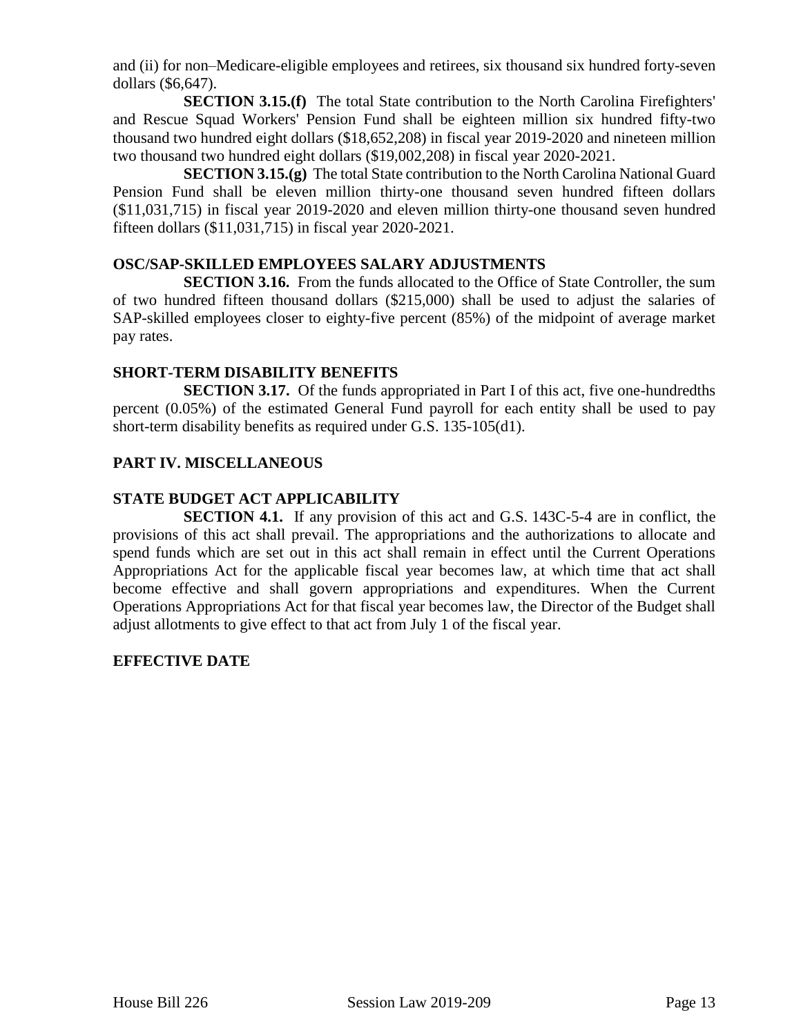and (ii) for non–Medicare-eligible employees and retirees, six thousand six hundred forty-seven dollars ($6,647).

**SECTION 3.15.(f)** The total State contribution to the North Carolina Firefighters' and Rescue Squad Workers' Pension Fund shall be eighteen million six hundred fifty-two thousand two hundred eight dollars ($18,652,208) in fiscal year 2019-2020 and nineteen million two thousand two hundred eight dollars ($19,002,208) in fiscal year 2020-2021.

**SECTION 3.15.(g)** The total State contribution to the North Carolina National Guard Pension Fund shall be eleven million thirty-one thousand seven hundred fifteen dollars ($11,031,715) in fiscal year 2019-2020 and eleven million thirty-one thousand seven hundred fifteen dollars ($11,031,715) in fiscal year 2020-2021.

**OSC/SAP-SKILLED EMPLOYEES SALARY ADJUSTMENTS**

**SECTION 3.16.** From the funds allocated to the Office of State Controller, the sum of two hundred fifteen thousand dollars ($215,000) shall be used to adjust the salaries of SAP-skilled employees closer to eighty-five percent (85%) of the midpoint of average market pay rates.

**SHORT-TERM DISABILITY BENEFITS**

**SECTION 3.17.** Of the funds appropriated in Part I of this act, five one-hundredths percent (0.05%) of the estimated General Fund payroll for each entity shall be used to pay short-term disability benefits as required under G.S. 135-105(d1).

**PART IV. MISCELLANEOUS**

**STATE BUDGET ACT APPLICABILITY**

**SECTION 4.1.** If any provision of this act and G.S. 143C-5-4 are in conflict, the provisions of this act shall prevail. The appropriations and the authorizations to allocate and spend funds which are set out in this act shall remain in effect until the Current Operations Appropriations Act for the applicable fiscal year becomes law, at which time that act shall become effective and shall govern appropriations and expenditures. When the Current Operations Appropriations Act for that fiscal year becomes law, the Director of the Budget shall adjust allotments to give effect to that act from July 1 of the fiscal year.

**EFFECTIVE DATE**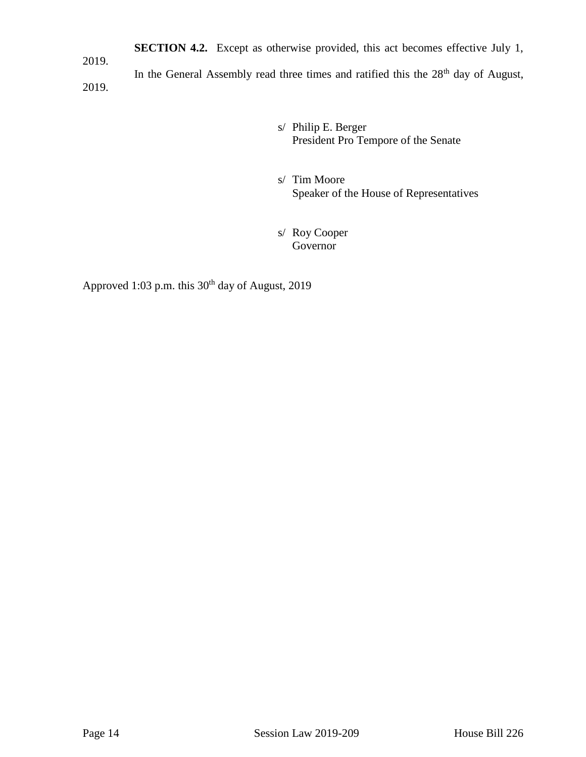**SECTION 4.2.** Except as otherwise provided, this act becomes effective July 1, 2019.

In the General Assembly read three times and ratified this the 28th day of August, 2019.

s/ Philip E. Berger
President Pro Tempore of the Senate

s/ Tim Moore
Speaker of the House of Representatives

s/ Roy Cooper
Governor

Approved 1:03 p.m. this 30th day of August, 2019